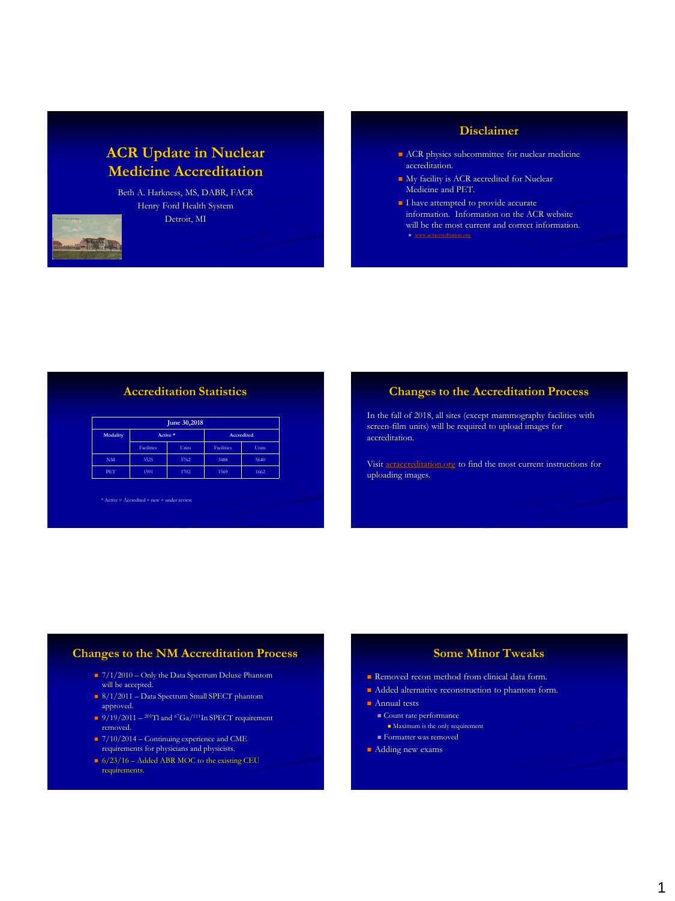# ACR Update in Nuclear Medicine Accreditation

Beth A. Harkness, MS, DABR, FACR

Henry Ford Health System

Detroit, MI

## Disclaimer

- ACR physics subcommittee for nuclear medicine accreditation.
- My facility is ACR accredited for Nuclear Medicine and PET.
- I have attempted to provide accurate information. Information on the ACR website will be the most current and correct information.
  - www.acraccreditation.org

## Accreditation Statistics

| June 30,2018 | | | | |
|---|---|---|---|---|
| Modality | Active * | | Accredited | |
| | Facilities | Units | Facilities | Units |
| NM | 3525 | 5762 | 3488 | 5640 |
| PET | 1591 | 1702 | 1569 | 1662 |

* Active = Accredited + new + under review.

## Changes to the Accreditation Process

In the fall of 2018, all sites (except mammography facilities with screen-film units) will be required to upload images for accreditation.

Visit acraccreditation.org to find the most current instructions for uploading images.

## Changes to the NM Accreditation Process

- 7/1/2010 – Only the Data Spectrum Deluxe Phantom will be accepted.
- 8/1/2011 – Data Spectrum Small SPECT phantom approved.
- 9/19/2011 – $^{201}$Tl and $^{67}$Ga/$^{111}$In SPECT requirement removed.
- 7/10/2014 – Continuing experience and CME requirements for physicians and physicists.
- 6/23/16 – Added ABR MOC to the existing CEU requirements.

## Some Minor Tweaks

- Removed recon method from clinical data form.
- Added alternative reconstruction to phantom form.
- Annual tests
  - Count rate performance
    - Maximum is the only requirement
  - Formatter was removed
- Adding new exams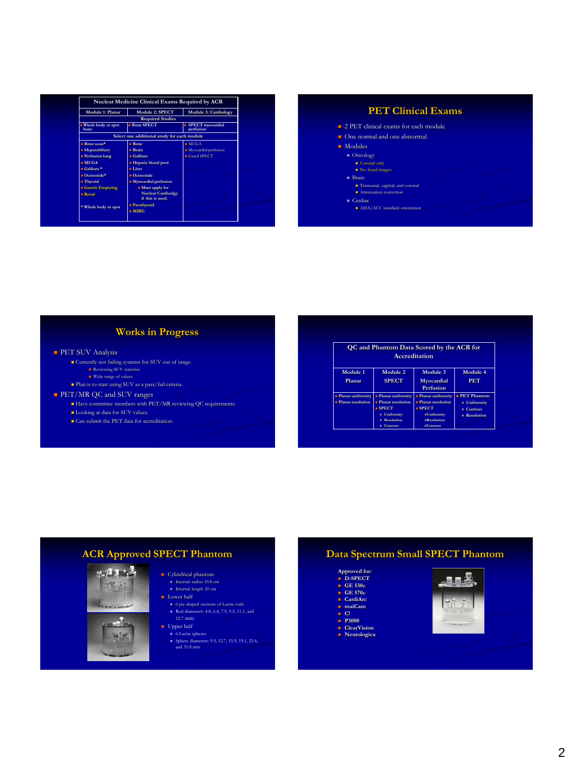## Nuclear Medicine Clinical Exams Required by ACR

| Module 1: Planar | Module 2: SPECT | Module 3: Cardiology |
|---|---|---|
| **Required Studies** | | |
| Whole body or spot bone | Bone SPECT | SPECT myocardial perfusion |
| **Select one additional study for each module** | | |
| Bone scan* | Bone | MUGA |
| Hepatobiliary | Brain | Myocardial perfusion |
| Perfusion lung | Gallium | Gated SPECT |
| MUGA | Hepatic blood pool | |
| Gallium * | Liver | |
| Octreotide* | Octreotide | |
| Thyroid | Myocardial perfusion<br>Must apply for Nuclear Cardiaolgy if this is used. | |
| Gastric Emptying | | |
| Renal | | |
| * Whole body or spot | Parathyroid | |
| | MIBG | |

## PET Clinical Exams

- 2 PET clinical exams for each module
- One normal and one abnormal
- Modules
  - Oncology
    - Coronal only
    - No fused images
  - Brain
    - Transaxial, sagittal, and coronal
    - Attenuation correction
  - Cardiac
    - AHA/ACC standard orientation

## Works in Progress

- PET SUV Analysis
  - Currently not failing systems for SUV out of range.
    - Reviewing SUV statistics
    - Wide range of values
  - Plan is to start using SUV as a pass/fail criteria.
- PET/MR QC and SUV ranges
  - Have committee members with PET/MR reviewing QC requirements.
  - Looking at data for SUV values.
  - Can submit the PET data for accreditation.

## QC and Phantom Data Scored by the ACR for Accreditation

| Module 1 Planar | Module 2 SPECT | Module 3 Myocardial Perfusion | Module 4 PET |
|---|---|---|---|
| Planar uniformity<br>Planar resolution | Planar uniformity<br>Planar resolution<br>SPECT<br>- Uniformity<br>- Resolution<br>- Contrast | Planar uniformity<br>Planar resolution<br>SPECT<br>- Uniformity<br>- Resolution<br>- Contrast | PET Phantom<br>- Uniformity<br>- Contrast<br>- Resolution |

## ACR Approved SPECT Phantom

- Cylindrical phantom
  - Internal radius 10.8 cm
  - Internal length 20 cm
- Lower half
  - 6 pie-shaped sections of Lucite rods.
  - Rod diameters: 4.8, 6.4, 7.9, 9.5, 11.1, and 12.7 mm
- Upper half
  - 6 Lucite spheres
  - Sphere diameters: 9.5, 12.7, 15.9, 19.1, 25.4, and 31.8 mm

## Data Spectrum Small SPECT Phantom

**Approved for:**

- **D-SPECT**
- **GE 530c**
- **GE 570c**
- **CardiArc**
- **maiCam**
- **C!**
- **P3000**
- **ClearVision**
- **Neurologica**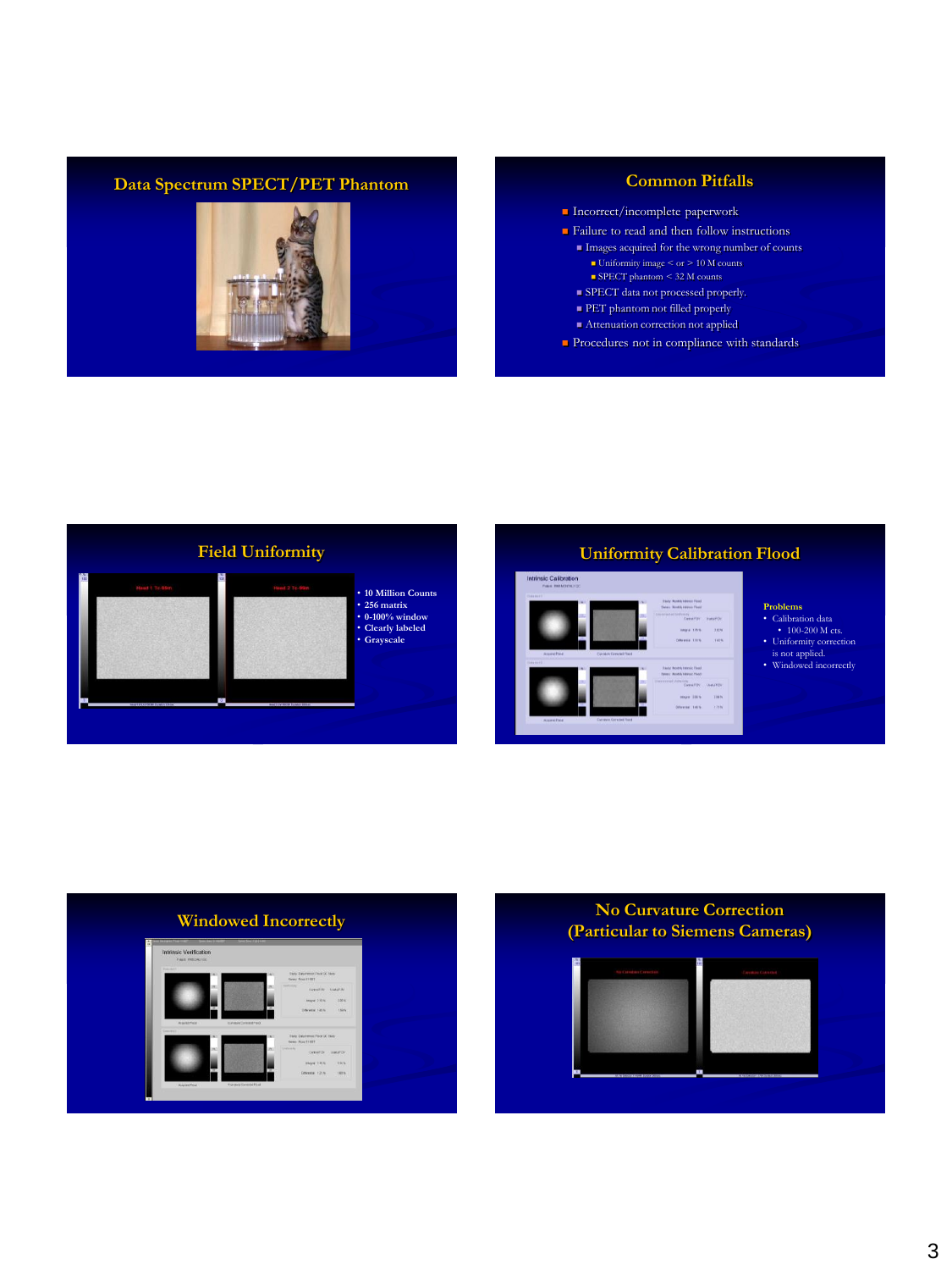## Data Spectrum SPECT/PET Phantom

## Common Pitfalls

- Incorrect/incomplete paperwork
- Failure to read and then follow instructions
  - Images acquired for the wrong number of counts
    - Uniformity image < or > 10 M counts
    - SPECT phantom < 32 M counts
  - SPECT data not processed properly.
  - PET phantom not filled properly
  - Attenuation correction not applied
- Procedures not in compliance with standards

## Field Uniformity

- 10 Million Counts
- 256 matrix
- 0-100% window
- Clearly labeled
- Grayscale

## Uniformity Calibration Flood

**Problems**

- Calibration data
  - 100-200 M cts.
- Uniformity correction is not applied.
- Windowed incorrectly

## Windowed Incorrectly

## No Curvature Correction (Particular to Siemens Cameras)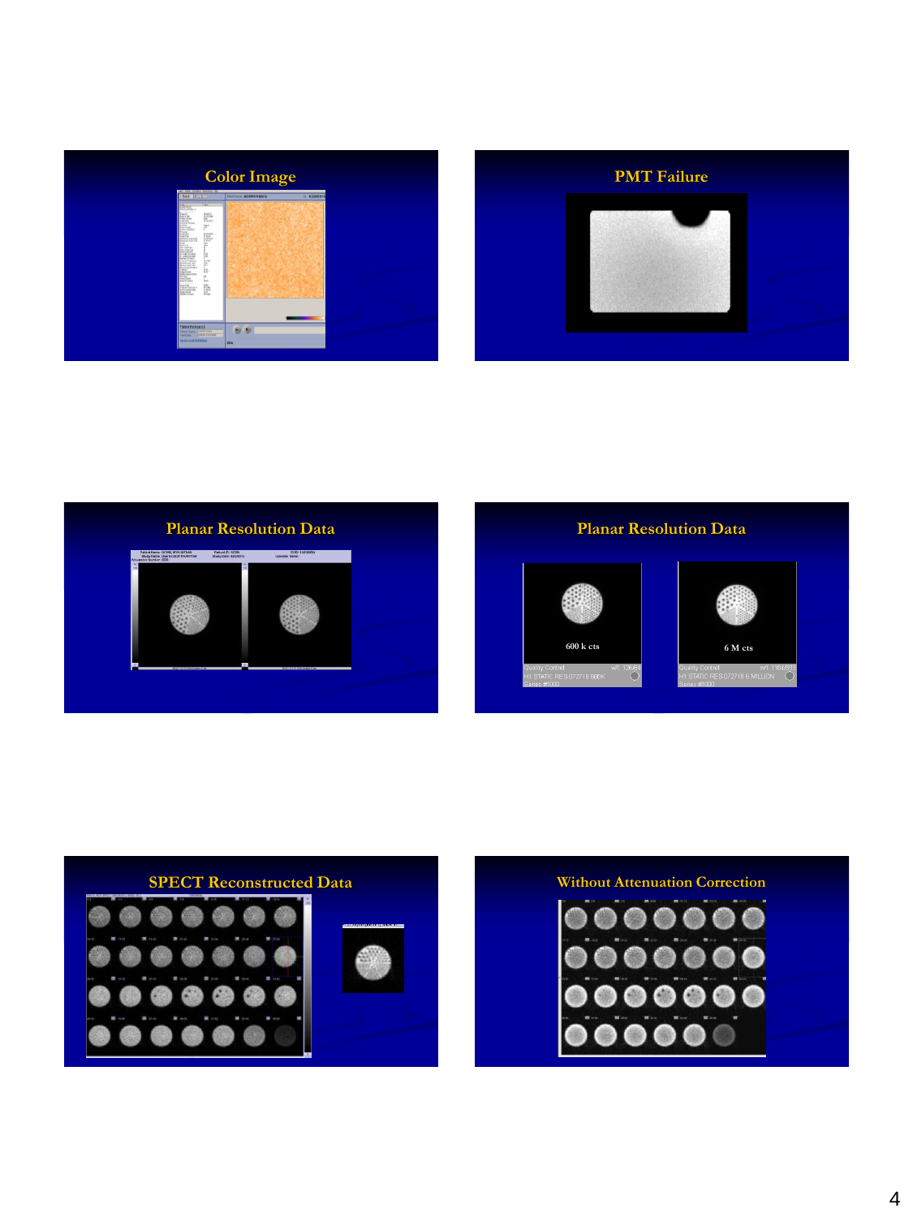## Color Image

## PMT Failure

## Planar Resolution Data

## Planar Resolution Data

600 k cts

Quality Control

H1 STATIC RES 072718 600K

Series #1000

6 M cts

Quality Control

H1 STATIC RES 072718 6 MILLION

Series #1000

## SPECT Reconstructed Data

## Without Attenuation Correction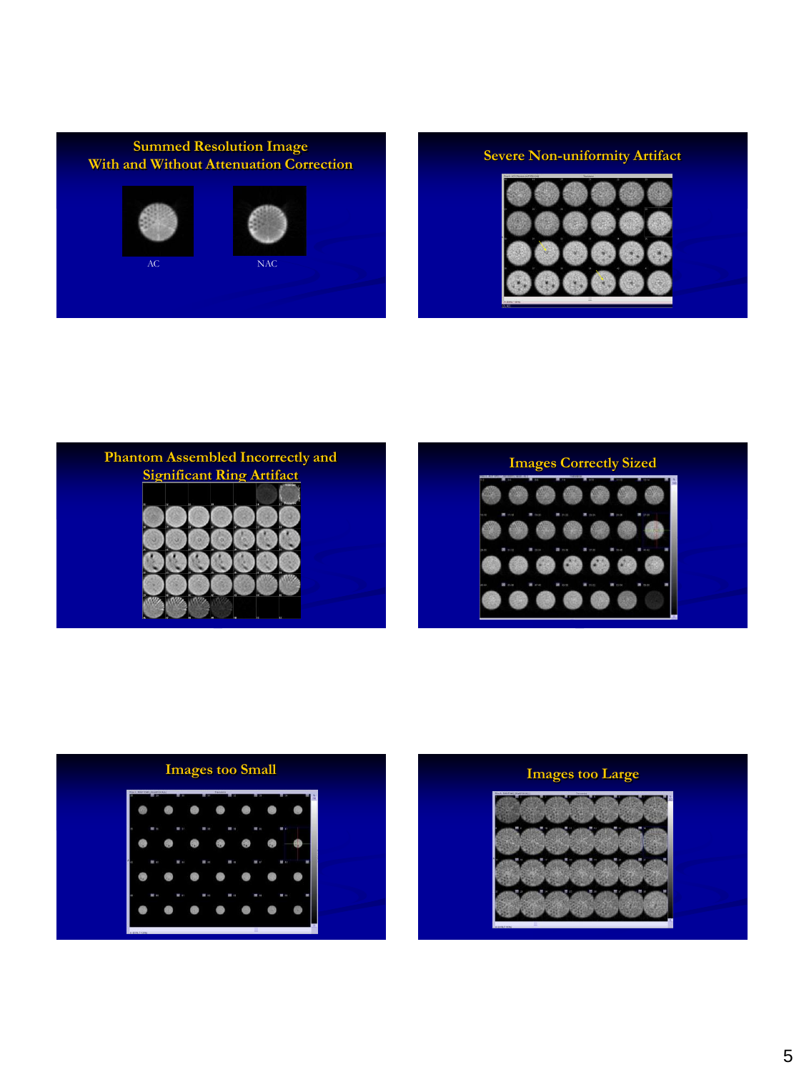## Summed Resolution Image With and Without Attenuation Correction

AC

NAC

## Severe Non-uniformity Artifact

## Phantom Assembled Incorrectly and Significant Ring Artifact

## Images Correctly Sized

## Images too Small

## Images too Large